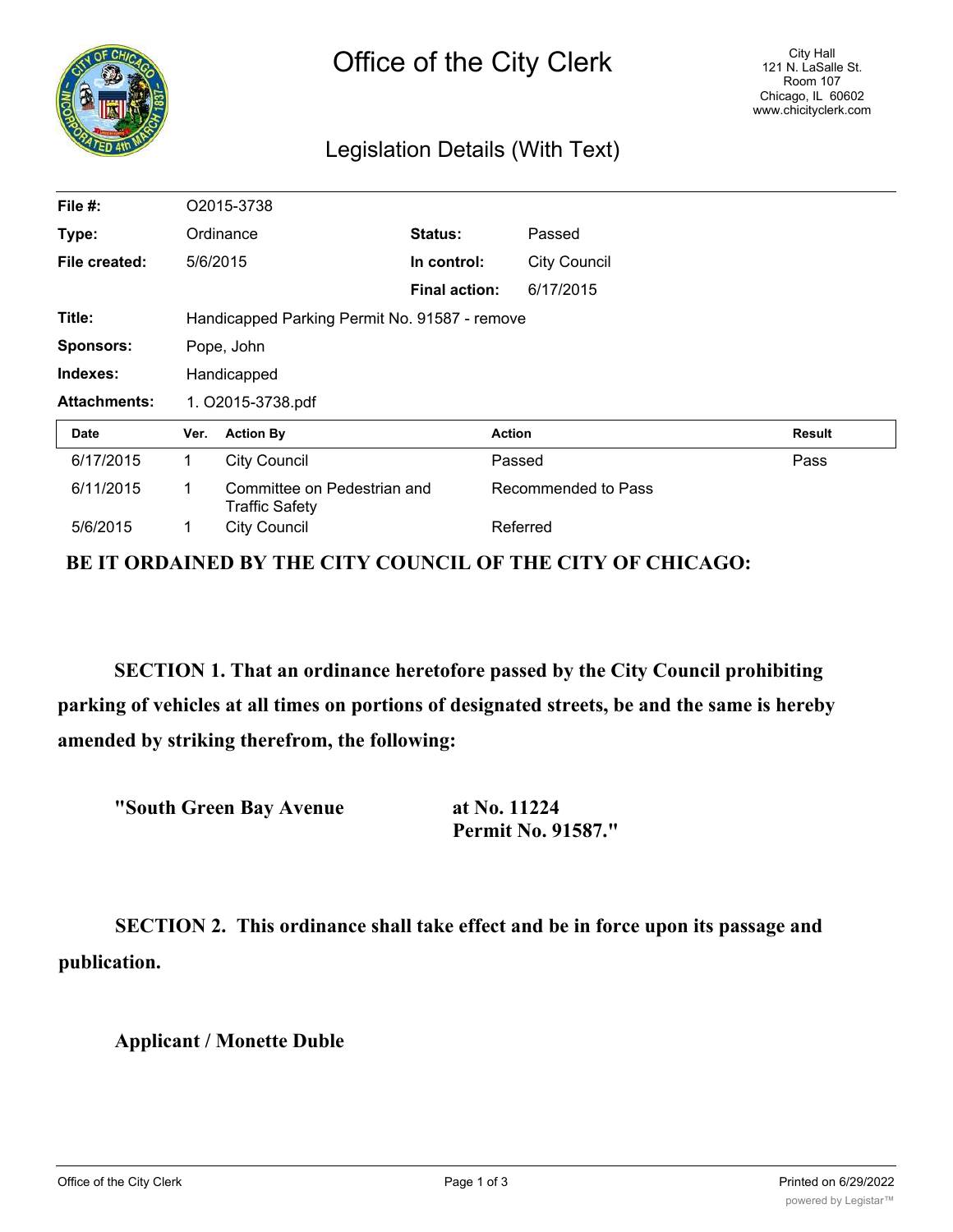# Office of the City Clerk

City Hall
121 N. LaSalle St.
Room 107
Chicago, IL 60602
www.chicityclerk.com

## Legislation Details (With Text)

| | | | |
|---|---|---|---|
| **File #:** | O2015-3738 | | |
| **Type:** | Ordinance | **Status:** | Passed |
| **File created:** | 5/6/2015 | **In control:** | City Council |
| | | **Final action:** | 6/17/2015 |
| **Title:** | Handicapped Parking Permit No. 91587 - remove | | |
| **Sponsors:** | Pope, John | | |
| **Indexes:** | Handicapped | | |
| **Attachments:** | 1. O2015-3738.pdf | | |

| Date | Ver. | Action By | Action | Result |
|---|---|---|---|---|
| 6/17/2015 | 1 | City Council | Passed | Pass |
| 6/11/2015 | 1 | Committee on Pedestrian and Traffic Safety | Recommended to Pass | |
| 5/6/2015 | 1 | City Council | Referred | |

**BE IT ORDAINED BY THE CITY COUNCIL OF THE CITY OF CHICAGO:**

**SECTION 1. That an ordinance heretofore passed by the City Council prohibiting parking of vehicles at all times on portions of designated streets, be and the same is hereby amended by striking therefrom, the following:**

**"South Green Bay Avenue at No. 11224**
**Permit No. 91587."**

**SECTION 2. This ordinance shall take effect and be in force upon its passage and publication.**

**Applicant / Monette Duble**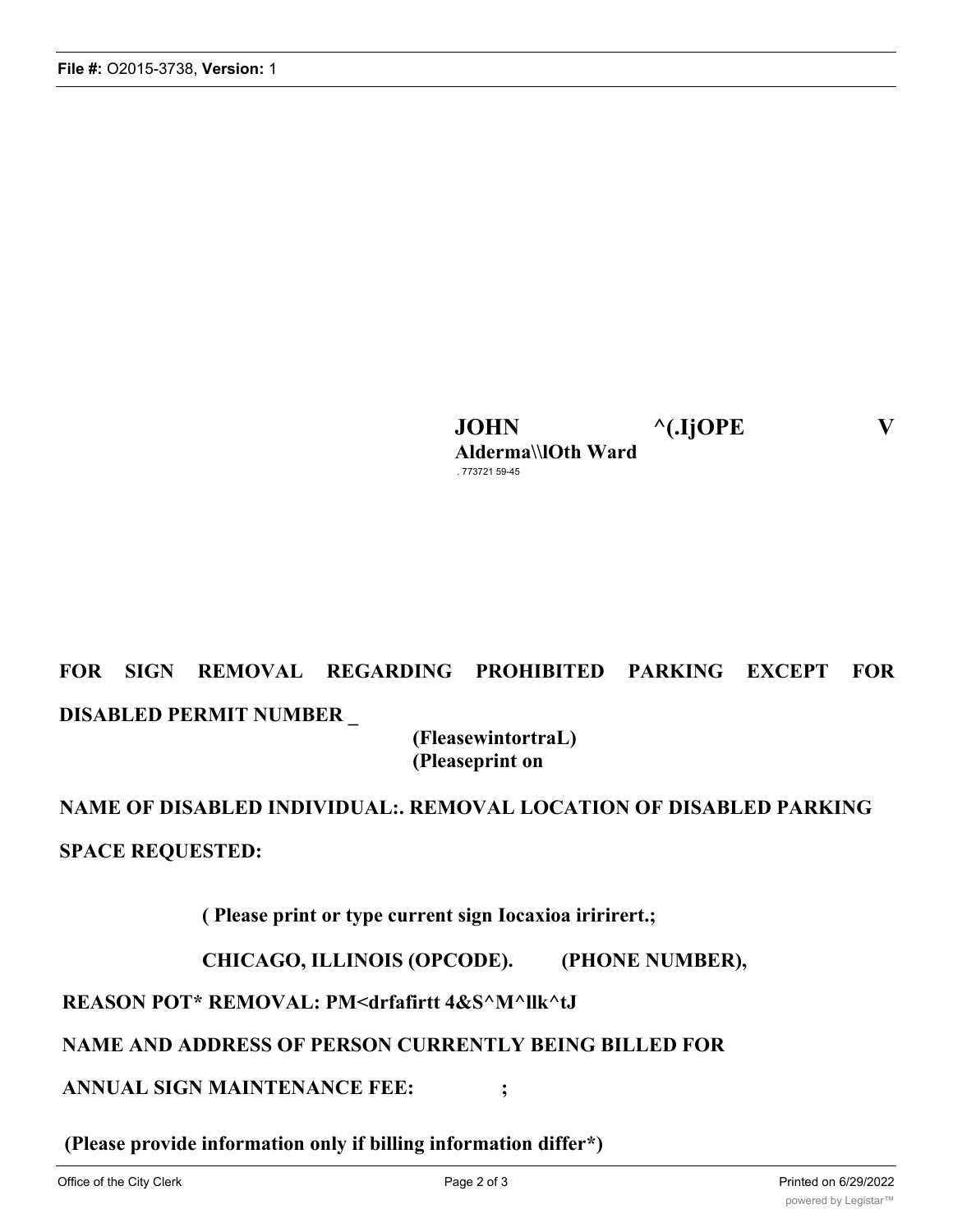**JOHN ^(.IjOPE V**
**Alderma\\lOth Ward**
. 773721 59-45

**FOR SIGN REMOVAL REGARDING PROHIBITED PARKING EXCEPT FOR DISABLED PERMIT NUMBER _**

**(FleasewintortraL)**
**(Pleaseprint on**

**NAME OF DISABLED INDIVIDUAL:. REMOVAL LOCATION OF DISABLED PARKING SPACE REQUESTED:**

**( Please print or type current sign Iocaxioa iririrert.;**

**CHICAGO, ILLINOIS (OPCODE). (PHONE NUMBER),**

**REASON POT* REMOVAL: PM<drfafirtt 4&S^M^llk^tJ**

**NAME AND ADDRESS OF PERSON CURRENTLY BEING BILLED FOR ANNUAL SIGN MAINTENANCE FEE: ;**

**(Please provide information only if billing information differ*)**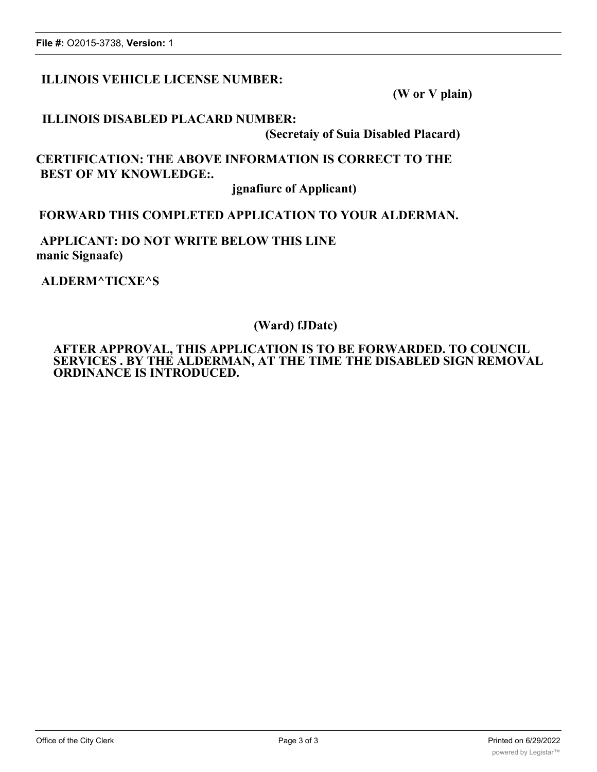**ILLINOIS VEHICLE LICENSE NUMBER:**

**(W or V plain)**

**ILLINOIS DISABLED PLACARD NUMBER:**

**(Secretaiy of Suia Disabled Placard)**

**CERTIFICATION: THE ABOVE INFORMATION IS CORRECT TO THE BEST OF MY KNOWLEDGE:.**

**jgnafiurc of Applicant)**

**FORWARD THIS COMPLETED APPLICATION TO YOUR ALDERMAN.**

**APPLICANT: DO NOT WRITE BELOW THIS LINE**

**manic Signaafe)**

**ALDERM^TICXE^S**

**(Ward) fJDatc)**

**AFTER APPROVAL, THIS APPLICATION IS TO BE FORWARDED. TO COUNCIL SERVICES . BY THE ALDERMAN, AT THE TIME THE DISABLED SIGN REMOVAL ORDINANCE IS INTRODUCED.**